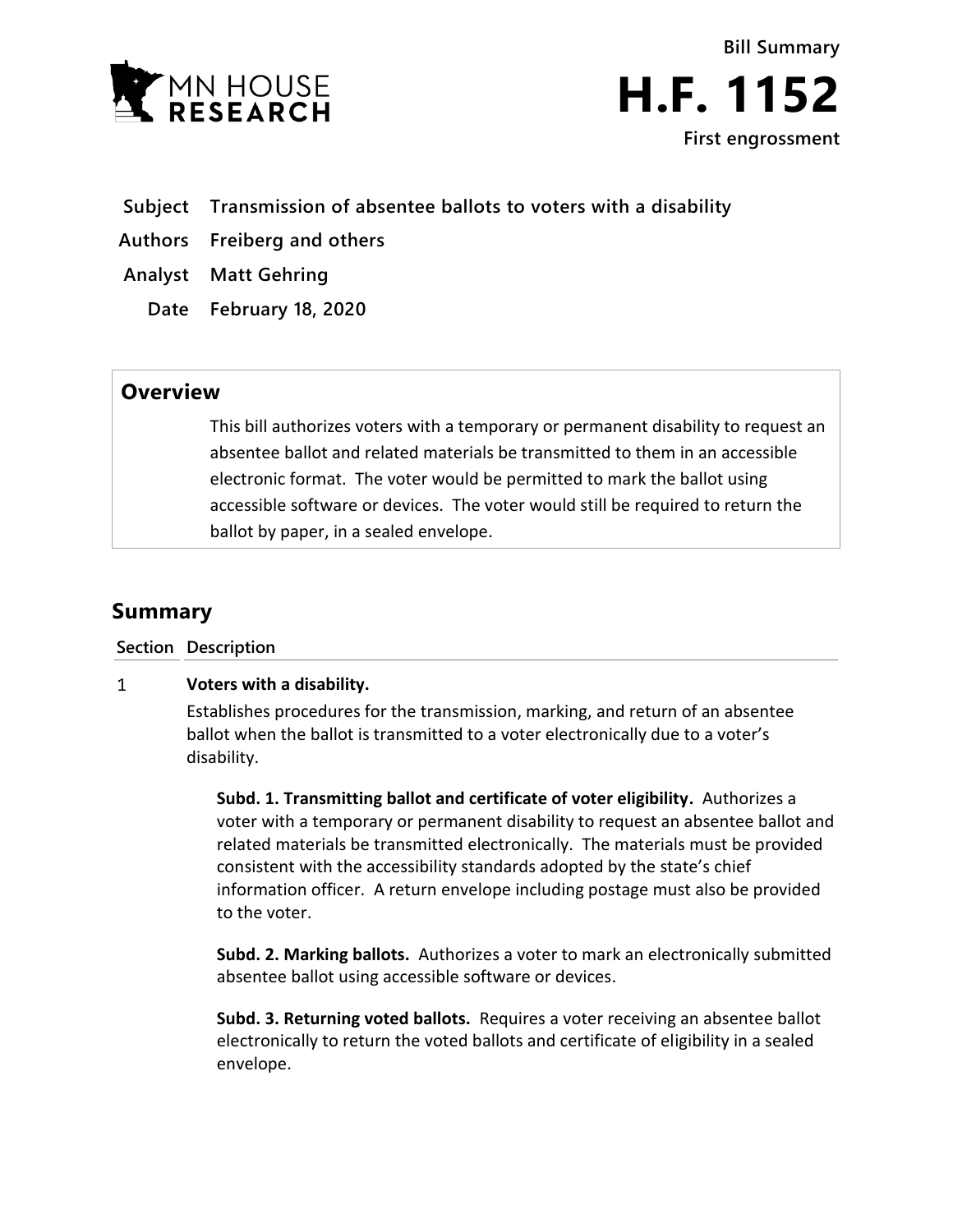MN HOUSE RESEARCH

**Bill Summary**

# H.F. 1152

**First engrossment**

| | |
|---|---|
| **Subject** | **Transmission of absentee ballots to voters with a disability** |
| **Authors** | **Freiberg and others** |
| **Analyst** | **Matt Gehring** |
| **Date** | **February 18, 2020** |

## Overview

This bill authorizes voters with a temporary or permanent disability to request an absentee ballot and related materials be transmitted to them in an accessible electronic format. The voter would be permitted to mark the ballot using accessible software or devices. The voter would still be required to return the ballot by paper, in a sealed envelope.

## Summary

| Section | Description |
|---|---|
| 1 | **Voters with a disability.**<br>Establishes procedures for the transmission, marking, and return of an absentee ballot when the ballot is transmitted to a voter electronically due to a voter's disability.<br><br>**Subd. 1. Transmitting ballot and certificate of voter eligibility.** Authorizes a voter with a temporary or permanent disability to request an absentee ballot and related materials be transmitted electronically. The materials must be provided consistent with the accessibility standards adopted by the state's chief information officer. A return envelope including postage must also be provided to the voter.<br><br>**Subd. 2. Marking ballots.** Authorizes a voter to mark an electronically submitted absentee ballot using accessible software or devices.<br><br>**Subd. 3. Returning voted ballots.** Requires a voter receiving an absentee ballot electronically to return the voted ballots and certificate of eligibility in a sealed envelope. |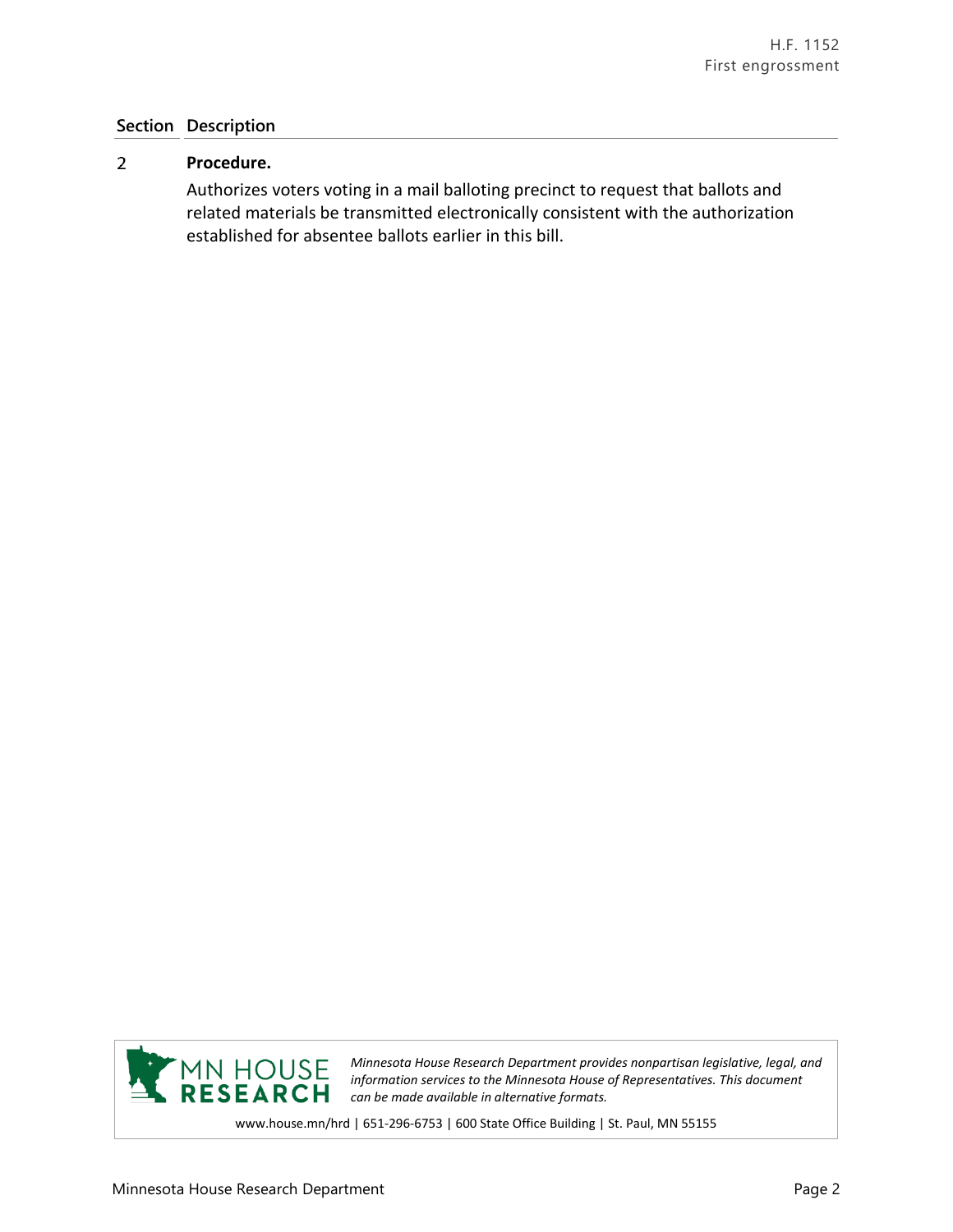| Section | Description |
|---|---|
| 2 | **Procedure.**<br>Authorizes voters voting in a mail balloting precinct to request that ballots and related materials be transmitted electronically consistent with the authorization established for absentee ballots earlier in this bill. |

*Minnesota House Research Department provides nonpartisan legislative, legal, and information services to the Minnesota House of Representatives. This document can be made available in alternative formats.*

www.house.mn/hrd | 651-296-6753 | 600 State Office Building | St. Paul, MN 55155